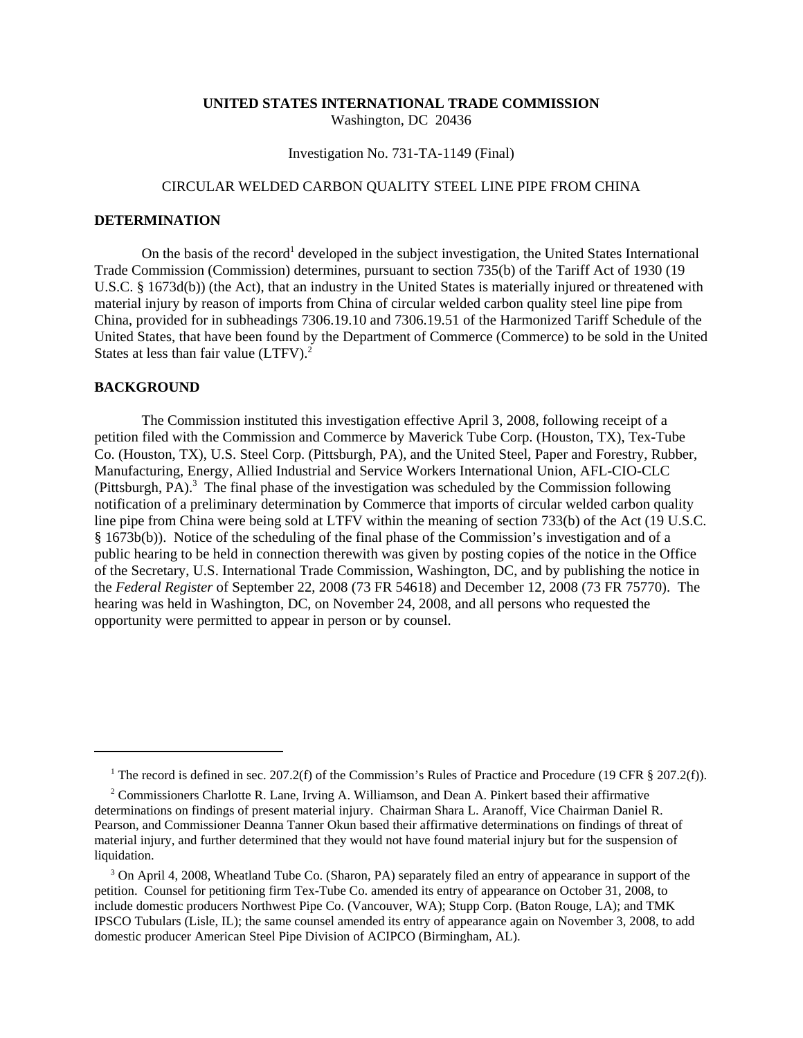**UNITED STATES INTERNATIONAL TRADE COMMISSION**
Washington, DC 20436

Investigation No. 731-TA-1149 (Final)

CIRCULAR WELDED CARBON QUALITY STEEL LINE PIPE FROM CHINA

## DETERMINATION

On the basis of the record[1] developed in the subject investigation, the United States International Trade Commission (Commission) determines, pursuant to section 735(b) of the Tariff Act of 1930 (19 U.S.C. § 1673d(b)) (the Act), that an industry in the United States is materially injured or threatened with material injury by reason of imports from China of circular welded carbon quality steel line pipe from China, provided for in subheadings 7306.19.10 and 7306.19.51 of the Harmonized Tariff Schedule of the United States, that have been found by the Department of Commerce (Commerce) to be sold in the United States at less than fair value (LTFV).[2]

## BACKGROUND

The Commission instituted this investigation effective April 3, 2008, following receipt of a petition filed with the Commission and Commerce by Maverick Tube Corp. (Houston, TX), Tex-Tube Co. (Houston, TX), U.S. Steel Corp. (Pittsburgh, PA), and the United Steel, Paper and Forestry, Rubber, Manufacturing, Energy, Allied Industrial and Service Workers International Union, AFL-CIO-CLC (Pittsburgh, PA).[3] The final phase of the investigation was scheduled by the Commission following notification of a preliminary determination by Commerce that imports of circular welded carbon quality line pipe from China were being sold at LTFV within the meaning of section 733(b) of the Act (19 U.S.C. § 1673b(b)). Notice of the scheduling of the final phase of the Commission's investigation and of a public hearing to be held in connection therewith was given by posting copies of the notice in the Office of the Secretary, U.S. International Trade Commission, Washington, DC, and by publishing the notice in the *Federal Register* of September 22, 2008 (73 FR 54618) and December 12, 2008 (73 FR 75770). The hearing was held in Washington, DC, on November 24, 2008, and all persons who requested the opportunity were permitted to appear in person or by counsel.

---

[1] The record is defined in sec. 207.2(f) of the Commission's Rules of Practice and Procedure (19 CFR § 207.2(f)).

[2] Commissioners Charlotte R. Lane, Irving A. Williamson, and Dean A. Pinkert based their affirmative determinations on findings of present material injury. Chairman Shara L. Aranoff, Vice Chairman Daniel R. Pearson, and Commissioner Deanna Tanner Okun based their affirmative determinations on findings of threat of material injury, and further determined that they would not have found material injury but for the suspension of liquidation.

[3] On April 4, 2008, Wheatland Tube Co. (Sharon, PA) separately filed an entry of appearance in support of the petition. Counsel for petitioning firm Tex-Tube Co. amended its entry of appearance on October 31, 2008, to include domestic producers Northwest Pipe Co. (Vancouver, WA); Stupp Corp. (Baton Rouge, LA); and TMK IPSCO Tubulars (Lisle, IL); the same counsel amended its entry of appearance again on November 3, 2008, to add domestic producer American Steel Pipe Division of ACIPCO (Birmingham, AL).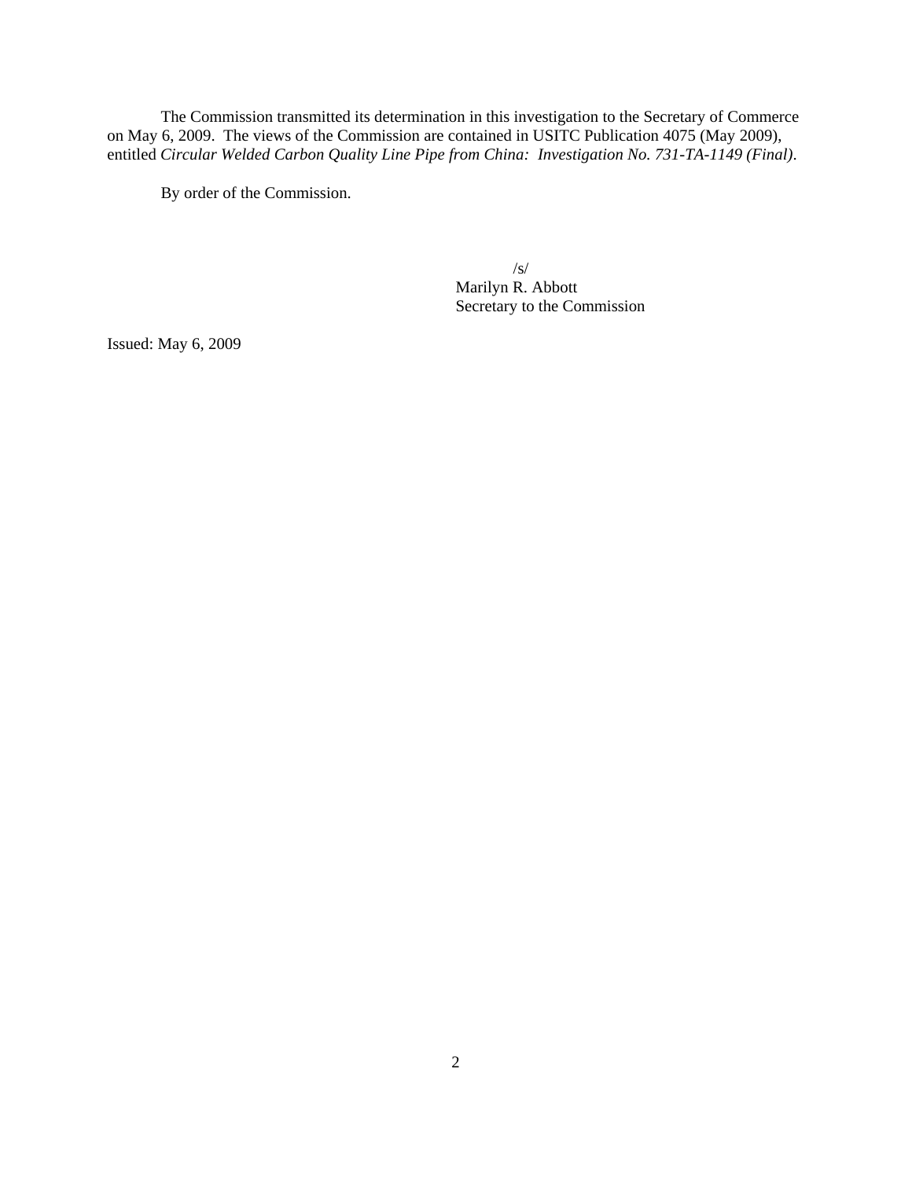The Commission transmitted its determination in this investigation to the Secretary of Commerce on May 6, 2009. The views of the Commission are contained in USITC Publication 4075 (May 2009), entitled *Circular Welded Carbon Quality Line Pipe from China: Investigation No. 731-TA-1149 (Final)*.

By order of the Commission.

/s/
Marilyn R. Abbott
Secretary to the Commission

Issued: May 6, 2009